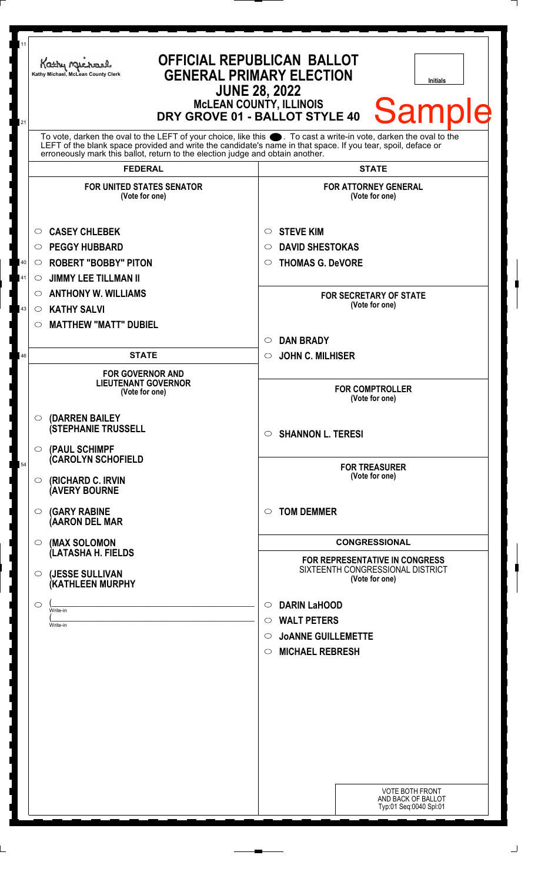Kathy Michael, McLean County Clerk

# OFFICIAL REPUBLICAN BALLOT
## GENERAL PRIMARY ELECTION
## JUNE 28, 2022
### McLEAN COUNTY, ILLINOIS
### DRY GROVE 01 - BALLOT STYLE 40

Initials

Sample

To vote, darken the oval to the LEFT of your choice, like this ●. To cast a write-in vote, darken the oval to the LEFT of the blank space provided and write the candidate's name in that space. If you tear, spoil, deface or erroneously mark this ballot, return to the election judge and obtain another.

## FEDERAL

**FOR UNITED STATES SENATOR**
(Vote for one)

- ○ **CASEY CHLEBEK**
- ○ **PEGGY HUBBARD**
- ○ **ROBERT "BOBBY" PITON**
- ○ **JIMMY LEE TILLMAN II**
- ○ **ANTHONY W. WILLIAMS**
- ○ **KATHY SALVI**
- ○ **MATTHEW "MATT" DUBIEL**

## STATE

**FOR GOVERNOR AND LIEUTENANT GOVERNOR**
(Vote for one)

- ○ **(DARREN BAILEY (STEPHANIE TRUSSELL**
- ○ **(PAUL SCHIMPF (CAROLYN SCHOFIELD**
- ○ **(RICHARD C. IRVIN (AVERY BOURNE**
- ○ **(GARY RABINE (AARON DEL MAR**
- ○ **(MAX SOLOMON (LATASHA H. FIELDS**
- ○ **(JESSE SULLIVAN (KATHLEEN MURPHY**
- ○ (________________ Write-in
  (________________ Write-in

## STATE

**FOR ATTORNEY GENERAL**
(Vote for one)

- ○ **STEVE KIM**
- ○ **DAVID SHESTOKAS**
- ○ **THOMAS G. DeVORE**

**FOR SECRETARY OF STATE**
(Vote for one)

- ○ **DAN BRADY**
- ○ **JOHN C. MILHISER**

**FOR COMPTROLLER**
(Vote for one)

- ○ **SHANNON L. TERESI**

**FOR TREASURER**
(Vote for one)

- ○ **TOM DEMMER**

## CONGRESSIONAL

**FOR REPRESENTATIVE IN CONGRESS**
SIXTEENTH CONGRESSIONAL DISTRICT
(Vote for one)

- ○ **DARIN LaHOOD**
- ○ **WALT PETERS**
- ○ **JoANNE GUILLEMETTE**
- ○ **MICHAEL REBRESH**

VOTE BOTH FRONT AND BACK OF BALLOT
Typ:01 Seq:0040 Spl:01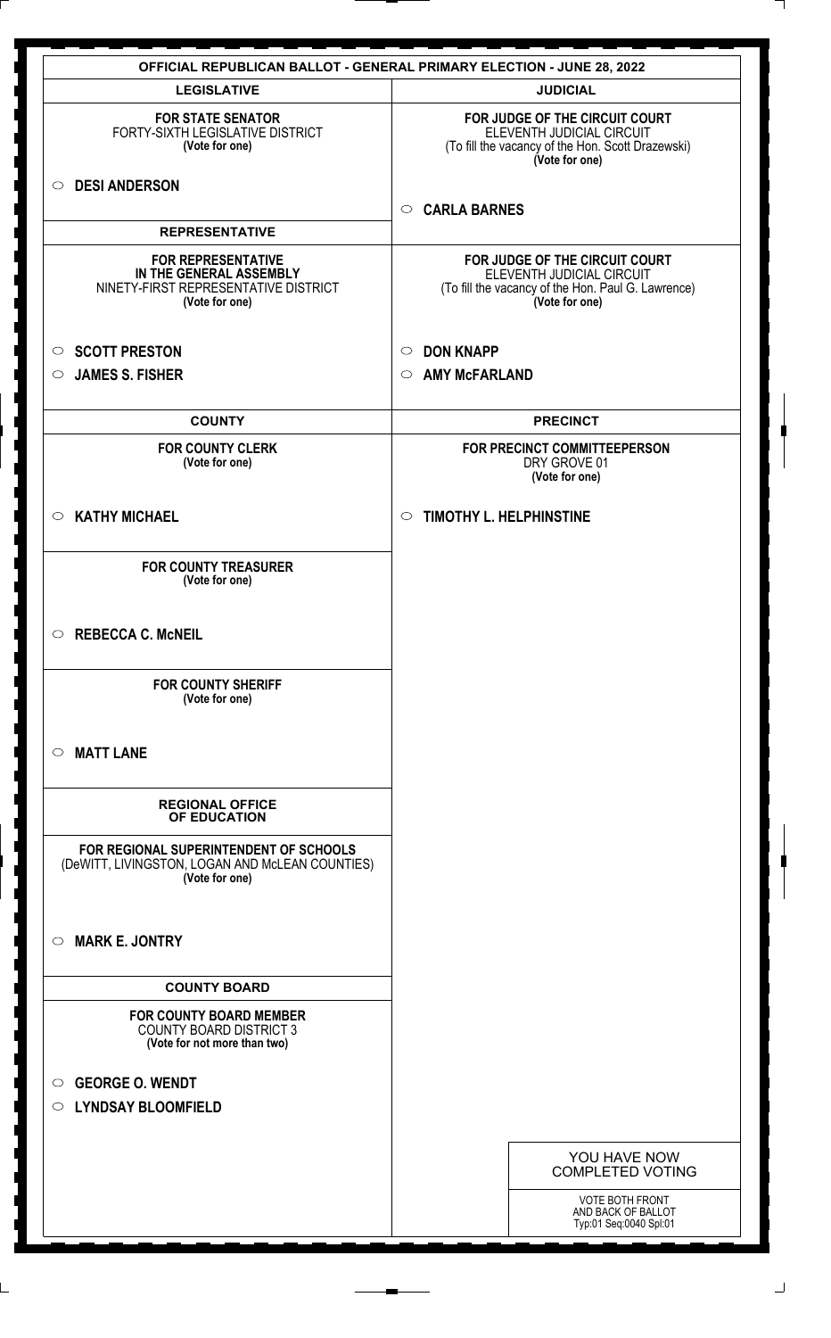# OFFICIAL REPUBLICAN BALLOT - GENERAL PRIMARY ELECTION - JUNE 28, 2022

## LEGISLATIVE

**FOR STATE SENATOR**
FORTY-SIXTH LEGISLATIVE DISTRICT
**(Vote for one)**

- ○ **DESI ANDERSON**

## REPRESENTATIVE

**FOR REPRESENTATIVE IN THE GENERAL ASSEMBLY**
NINETY-FIRST REPRESENTATIVE DISTRICT
**(Vote for one)**

- ○ **SCOTT PRESTON**
- ○ **JAMES S. FISHER**

## COUNTY

**FOR COUNTY CLERK**
**(Vote for one)**

- ○ **KATHY MICHAEL**

**FOR COUNTY TREASURER**
**(Vote for one)**

- ○ **REBECCA C. McNEIL**

**FOR COUNTY SHERIFF**
**(Vote for one)**

- ○ **MATT LANE**

## REGIONAL OFFICE OF EDUCATION

**FOR REGIONAL SUPERINTENDENT OF SCHOOLS**
(DeWITT, LIVINGSTON, LOGAN AND McLEAN COUNTIES)
**(Vote for one)**

- ○ **MARK E. JONTRY**

## COUNTY BOARD

**FOR COUNTY BOARD MEMBER**
COUNTY BOARD DISTRICT 3
**(Vote for not more than two)**

- ○ **GEORGE O. WENDT**
- ○ **LYNDSAY BLOOMFIELD**

## JUDICIAL

**FOR JUDGE OF THE CIRCUIT COURT**
ELEVENTH JUDICIAL CIRCUIT
(To fill the vacancy of the Hon. Scott Drazewski)
**(Vote for one)**

- ○ **CARLA BARNES**

**FOR JUDGE OF THE CIRCUIT COURT**
ELEVENTH JUDICIAL CIRCUIT
(To fill the vacancy of the Hon. Paul G. Lawrence)
**(Vote for one)**

- ○ **DON KNAPP**
- ○ **AMY McFARLAND**

## PRECINCT

**FOR PRECINCT COMMITTEEPERSON**
DRY GROVE 01
**(Vote for one)**

- ○ **TIMOTHY L. HELPHINSTINE**

YOU HAVE NOW COMPLETED VOTING

VOTE BOTH FRONT AND BACK OF BALLOT
Typ:01 Seq:0040 Spl:01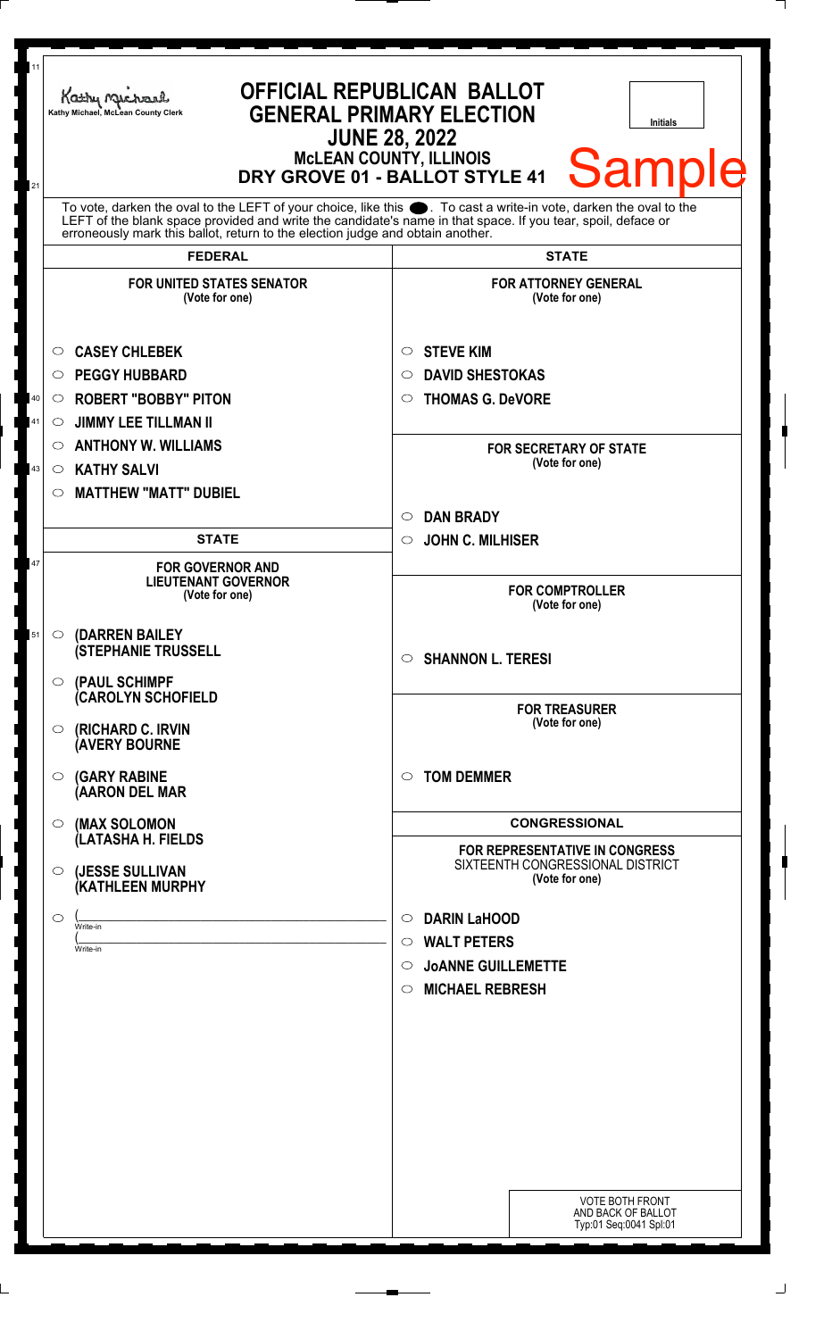Kathy Michael, McLean County Clerk

# OFFICIAL REPUBLICAN BALLOT
## GENERAL PRIMARY ELECTION
### JUNE 28, 2022
### McLEAN COUNTY, ILLINOIS
### DRY GROVE 01 - BALLOT STYLE 41

Initials

**Sample**

To vote, darken the oval to the LEFT of your choice, like this ●. To cast a write-in vote, darken the oval to the LEFT of the blank space provided and write the candidate's name in that space. If you tear, spoil, deface or erroneously mark this ballot, return to the election judge and obtain another.

## FEDERAL

**FOR UNITED STATES SENATOR**
(Vote for one)

- ○ **CASEY CHLEBEK**
- ○ **PEGGY HUBBARD**
- ○ **ROBERT "BOBBY" PITON**
- ○ **JIMMY LEE TILLMAN II**
- ○ **ANTHONY W. WILLIAMS**
- ○ **KATHY SALVI**
- ○ **MATTHEW "MATT" DUBIEL**

## STATE

**FOR GOVERNOR AND LIEUTENANT GOVERNOR**
(Vote for one)

- ○ **(DARREN BAILEY (STEPHANIE TRUSSELL**
- ○ **(PAUL SCHIMPF (CAROLYN SCHOFIELD**
- ○ **(RICHARD C. IRVIN (AVERY BOURNE**
- ○ **(GARY RABINE (AARON DEL MAR**
- ○ **(MAX SOLOMON (LATASHA H. FIELDS**
- ○ **(JESSE SULLIVAN (KATHLEEN MURPHY**
- ○ (______________________ Write-in
  (______________________ Write-in

## STATE

**FOR ATTORNEY GENERAL**
(Vote for one)

- ○ **STEVE KIM**
- ○ **DAVID SHESTOKAS**
- ○ **THOMAS G. DeVORE**

**FOR SECRETARY OF STATE**
(Vote for one)

- ○ **DAN BRADY**
- ○ **JOHN C. MILHISER**

**FOR COMPTROLLER**
(Vote for one)

- ○ **SHANNON L. TERESI**

**FOR TREASURER**
(Vote for one)

- ○ **TOM DEMMER**

## CONGRESSIONAL

**FOR REPRESENTATIVE IN CONGRESS**
SIXTEENTH CONGRESSIONAL DISTRICT
(Vote for one)

- ○ **DARIN LaHOOD**
- ○ **WALT PETERS**
- ○ **JoANNE GUILLEMETTE**
- ○ **MICHAEL REBRESH**

VOTE BOTH FRONT AND BACK OF BALLOT
Typ:01 Seq:0041 Spl:01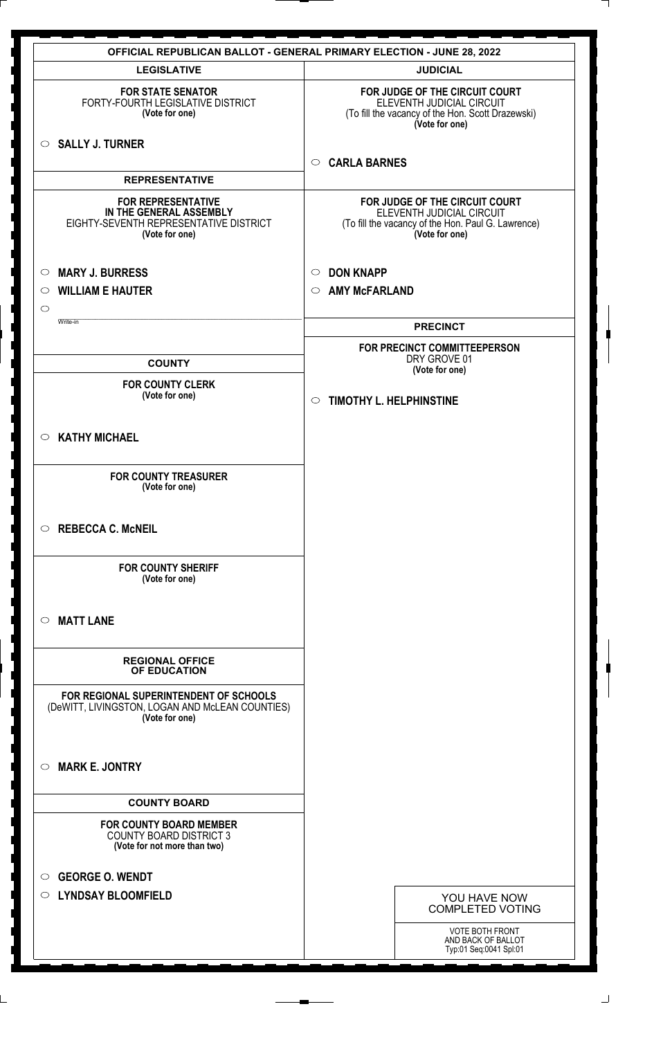# OFFICIAL REPUBLICAN BALLOT - GENERAL PRIMARY ELECTION - JUNE 28, 2022

## LEGISLATIVE

**FOR STATE SENATOR**
FORTY-FOURTH LEGISLATIVE DISTRICT
**(Vote for one)**

○ **SALLY J. TURNER**

## REPRESENTATIVE

**FOR REPRESENTATIVE IN THE GENERAL ASSEMBLY**
EIGHTY-SEVENTH REPRESENTATIVE DISTRICT
**(Vote for one)**

○ **MARY J. BURRESS**
○ **WILLIAM E HAUTER**
○ ____________ Write-in

## COUNTY

**FOR COUNTY CLERK**
**(Vote for one)**

○ **KATHY MICHAEL**

**FOR COUNTY TREASURER**
**(Vote for one)**

○ **REBECCA C. McNEIL**

**FOR COUNTY SHERIFF**
**(Vote for one)**

○ **MATT LANE**

## REGIONAL OFFICE OF EDUCATION

**FOR REGIONAL SUPERINTENDENT OF SCHOOLS**
(DeWITT, LIVINGSTON, LOGAN AND McLEAN COUNTIES)
**(Vote for one)**

○ **MARK E. JONTRY**

## COUNTY BOARD

**FOR COUNTY BOARD MEMBER**
COUNTY BOARD DISTRICT 3
**(Vote for not more than two)**

○ **GEORGE O. WENDT**
○ **LYNDSAY BLOOMFIELD**

## JUDICIAL

**FOR JUDGE OF THE CIRCUIT COURT**
ELEVENTH JUDICIAL CIRCUIT
(To fill the vacancy of the Hon. Scott Drazewski)
**(Vote for one)**

○ **CARLA BARNES**

**FOR JUDGE OF THE CIRCUIT COURT**
ELEVENTH JUDICIAL CIRCUIT
(To fill the vacancy of the Hon. Paul G. Lawrence)
**(Vote for one)**

○ **DON KNAPP**
○ **AMY McFARLAND**

## PRECINCT

**FOR PRECINCT COMMITTEEPERSON**
DRY GROVE 01
**(Vote for one)**

○ **TIMOTHY L. HELPHINSTINE**

YOU HAVE NOW COMPLETED VOTING

VOTE BOTH FRONT AND BACK OF BALLOT
Typ:01 Seq:0041 Spl:01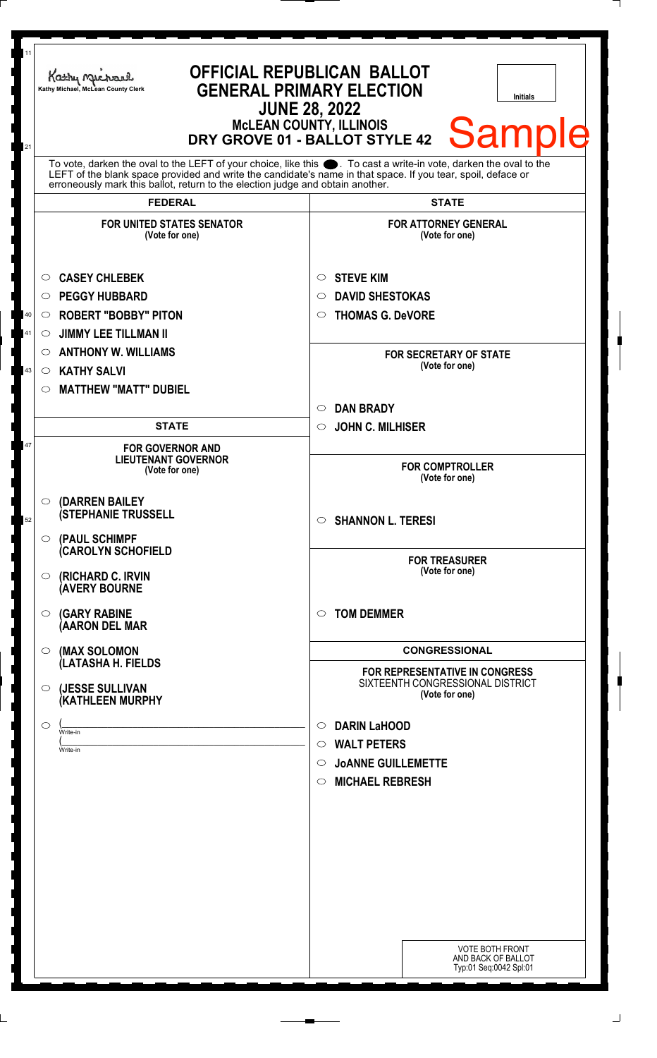Kathy Michael, McLean County Clerk

# OFFICIAL REPUBLICAN BALLOT
## GENERAL PRIMARY ELECTION
## JUNE 28, 2022
## McLEAN COUNTY, ILLINOIS
## DRY GROVE 01 - BALLOT STYLE 42

Initials

Sample

To vote, darken the oval to the LEFT of your choice, like this ⬬. To cast a write-in vote, darken the oval to the LEFT of the blank space provided and write the candidate's name in that space. If you tear, spoil, deface or erroneously mark this ballot, return to the election judge and obtain another.

## FEDERAL

**FOR UNITED STATES SENATOR**
(Vote for one)

- ○ **CASEY CHLEBEK**
- ○ **PEGGY HUBBARD**
- ○ **ROBERT "BOBBY" PITON**
- ○ **JIMMY LEE TILLMAN II**
- ○ **ANTHONY W. WILLIAMS**
- ○ **KATHY SALVI**
- ○ **MATTHEW "MATT" DUBIEL**

## STATE

**FOR GOVERNOR AND LIEUTENANT GOVERNOR**
(Vote for one)

- ○ **(DARREN BAILEY (STEPHANIE TRUSSELL**
- ○ **(PAUL SCHIMPF (CAROLYN SCHOFIELD**
- ○ **(RICHARD C. IRVIN (AVERY BOURNE**
- ○ **(GARY RABINE (AARON DEL MAR**
- ○ **(MAX SOLOMON (LATASHA H. FIELDS**
- ○ **(JESSE SULLIVAN (KATHLEEN MURPHY**
- ○ (______________________ Write-in
  (______________________ Write-in

## STATE

**FOR ATTORNEY GENERAL**
(Vote for one)

- ○ **STEVE KIM**
- ○ **DAVID SHESTOKAS**
- ○ **THOMAS G. DeVORE**

**FOR SECRETARY OF STATE**
(Vote for one)

- ○ **DAN BRADY**
- ○ **JOHN C. MILHISER**

**FOR COMPTROLLER**
(Vote for one)

- ○ **SHANNON L. TERESI**

**FOR TREASURER**
(Vote for one)

- ○ **TOM DEMMER**

## CONGRESSIONAL

**FOR REPRESENTATIVE IN CONGRESS**
SIXTEENTH CONGRESSIONAL DISTRICT
(Vote for one)

- ○ **DARIN LaHOOD**
- ○ **WALT PETERS**
- ○ **JoANNE GUILLEMETTE**
- ○ **MICHAEL REBRESH**

VOTE BOTH FRONT AND BACK OF BALLOT
Typ:01 Seq:0042 Spl:01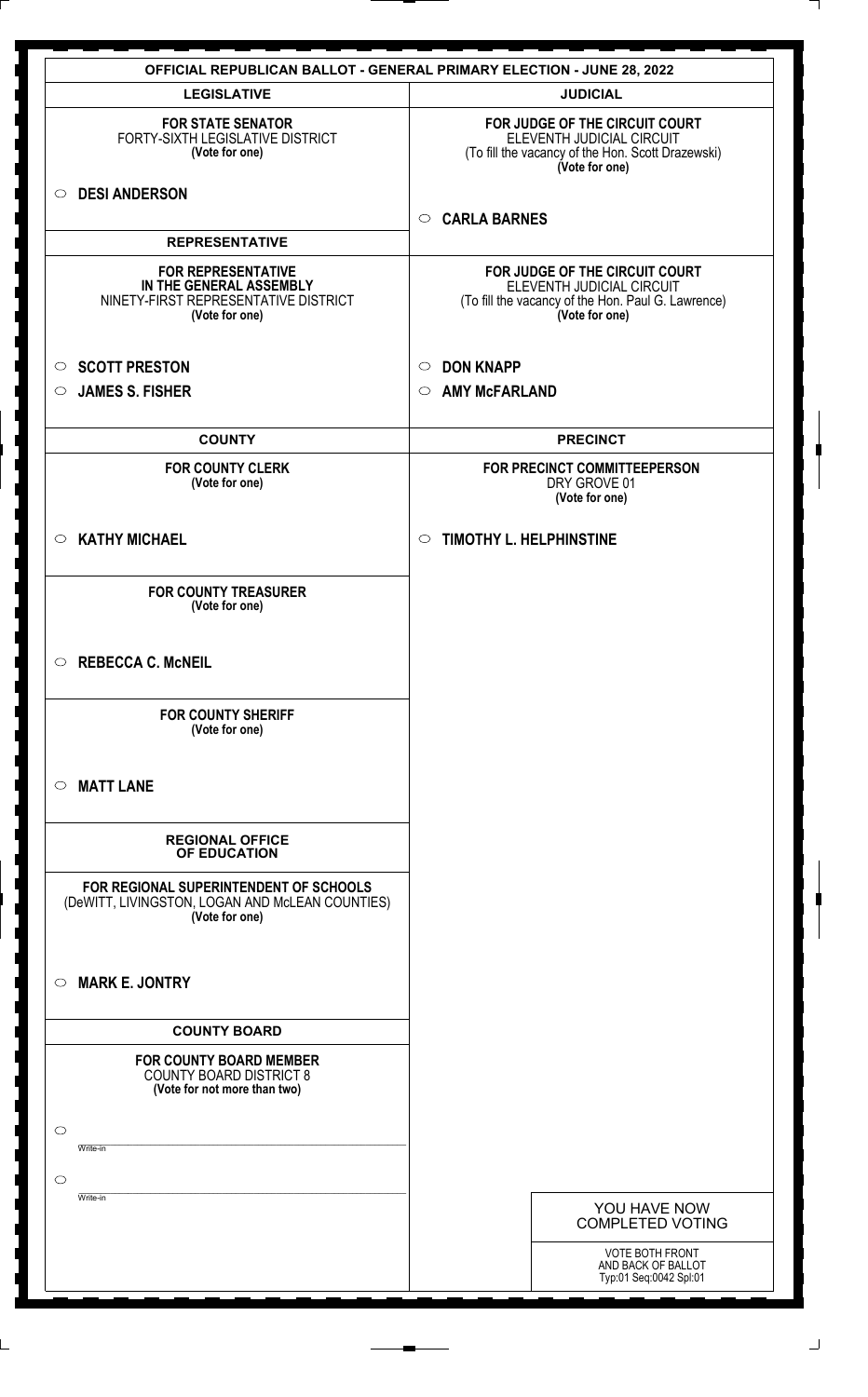# OFFICIAL REPUBLICAN BALLOT - GENERAL PRIMARY ELECTION - JUNE 28, 2022

## LEGISLATIVE

**FOR STATE SENATOR**
FORTY-SIXTH LEGISLATIVE DISTRICT
**(Vote for one)**

- ○ **DESI ANDERSON**

## REPRESENTATIVE

**FOR REPRESENTATIVE IN THE GENERAL ASSEMBLY**
NINETY-FIRST REPRESENTATIVE DISTRICT
**(Vote for one)**

- ○ **SCOTT PRESTON**
- ○ **JAMES S. FISHER**

## COUNTY

**FOR COUNTY CLERK**
**(Vote for one)**

- ○ **KATHY MICHAEL**

**FOR COUNTY TREASURER**
**(Vote for one)**

- ○ **REBECCA C. McNEIL**

**FOR COUNTY SHERIFF**
**(Vote for one)**

- ○ **MATT LANE**

## REGIONAL OFFICE OF EDUCATION

**FOR REGIONAL SUPERINTENDENT OF SCHOOLS**
(DeWITT, LIVINGSTON, LOGAN AND McLEAN COUNTIES)
**(Vote for one)**

- ○ **MARK E. JONTRY**

## COUNTY BOARD

**FOR COUNTY BOARD MEMBER**
COUNTY BOARD DISTRICT 8
**(Vote for not more than two)**

- ○ ____________ Write-in
- ○ ____________ Write-in

## JUDICIAL

**FOR JUDGE OF THE CIRCUIT COURT**
ELEVENTH JUDICIAL CIRCUIT
(To fill the vacancy of the Hon. Scott Drazewski)
**(Vote for one)**

- ○ **CARLA BARNES**

**FOR JUDGE OF THE CIRCUIT COURT**
ELEVENTH JUDICIAL CIRCUIT
(To fill the vacancy of the Hon. Paul G. Lawrence)
**(Vote for one)**

- ○ **DON KNAPP**
- ○ **AMY McFARLAND**

## PRECINCT

**FOR PRECINCT COMMITTEEPERSON**
DRY GROVE 01
**(Vote for one)**

- ○ **TIMOTHY L. HELPHINSTINE**

YOU HAVE NOW COMPLETED VOTING

VOTE BOTH FRONT AND BACK OF BALLOT
Typ:01 Seq:0042 Spl:01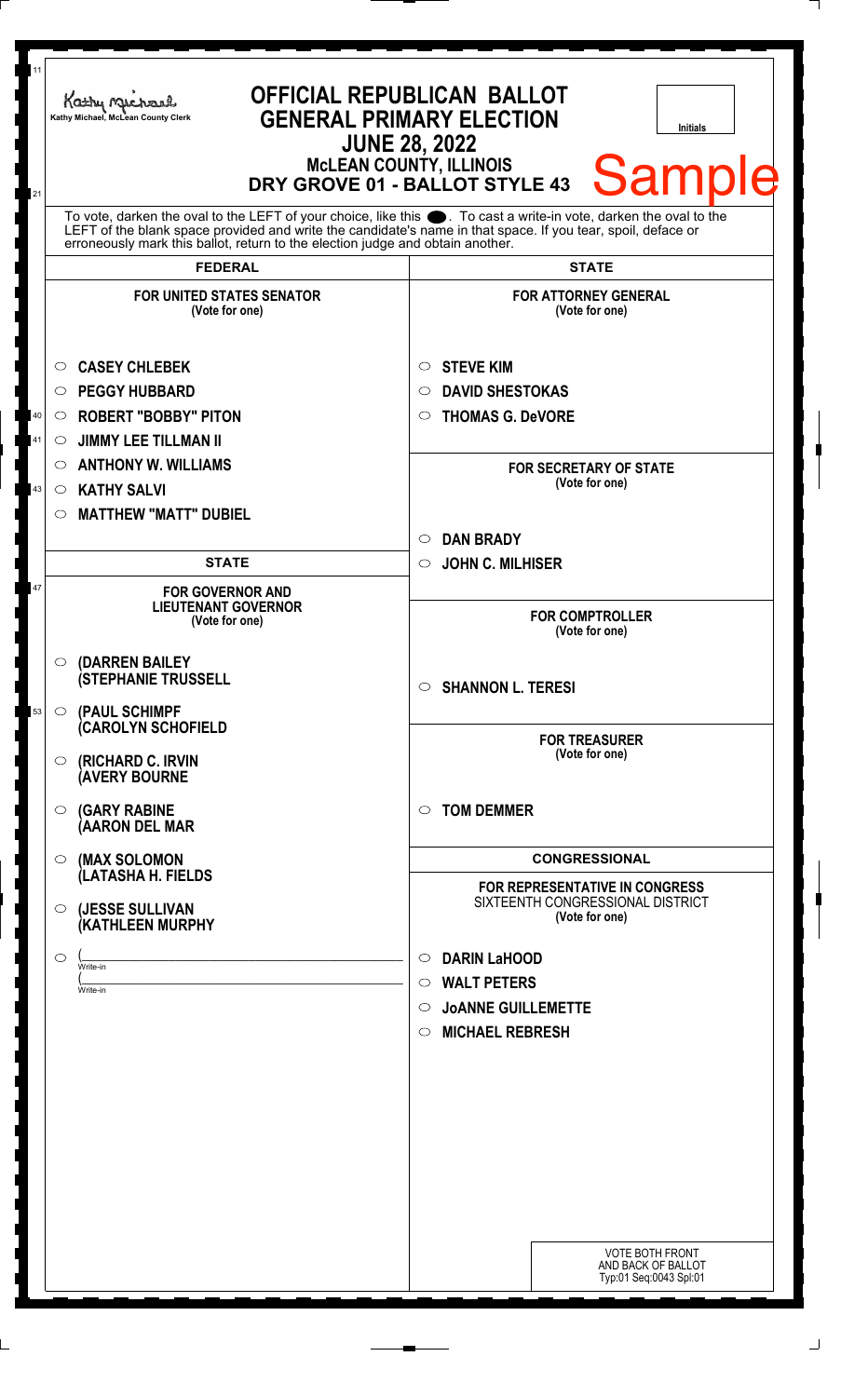Kathy Michael
Kathy Michael, McLean County Clerk

# OFFICIAL REPUBLICAN BALLOT
## GENERAL PRIMARY ELECTION
## JUNE 28, 2022
## McLEAN COUNTY, ILLINOIS
## DRY GROVE 01 - BALLOT STYLE 43

Initials

**Sample**

To vote, darken the oval to the LEFT of your choice, like this ●. To cast a write-in vote, darken the oval to the LEFT of the blank space provided and write the candidate's name in that space. If you tear, spoil, deface or erroneously mark this ballot, return to the election judge and obtain another.

### FEDERAL

**FOR UNITED STATES SENATOR**
(Vote for one)

- ○ CASEY CHLEBEK
- ○ PEGGY HUBBARD
- ○ ROBERT "BOBBY" PITON
- ○ JIMMY LEE TILLMAN II
- ○ ANTHONY W. WILLIAMS
- ○ KATHY SALVI
- ○ MATTHEW "MATT" DUBIEL

### STATE

**FOR GOVERNOR AND LIEUTENANT GOVERNOR**
(Vote for one)

- ○ (DARREN BAILEY
 (STEPHANIE TRUSSELL
- ○ (PAUL SCHIMPF
 (CAROLYN SCHOFIELD
- ○ (RICHARD C. IRVIN
 (AVERY BOURNE
- ○ (GARY RABINE
 (AARON DEL MAR
- ○ (MAX SOLOMON
 (LATASHA H. FIELDS
- ○ (JESSE SULLIVAN
 (KATHLEEN MURPHY
- ○ (______________________
 Write-in
 (______________________
 Write-in

### STATE

**FOR ATTORNEY GENERAL**
(Vote for one)

- ○ STEVE KIM
- ○ DAVID SHESTOKAS
- ○ THOMAS G. DeVORE

**FOR SECRETARY OF STATE**
(Vote for one)

- ○ DAN BRADY
- ○ JOHN C. MILHISER

**FOR COMPTROLLER**
(Vote for one)

- ○ SHANNON L. TERESI

**FOR TREASURER**
(Vote for one)

- ○ TOM DEMMER

### CONGRESSIONAL

**FOR REPRESENTATIVE IN CONGRESS**
SIXTEENTH CONGRESSIONAL DISTRICT
(Vote for one)

- ○ DARIN LaHOOD
- ○ WALT PETERS
- ○ JoANNE GUILLEMETTE
- ○ MICHAEL REBRESH

VOTE BOTH FRONT AND BACK OF BALLOT
Typ:01 Seq:0043 Spl:01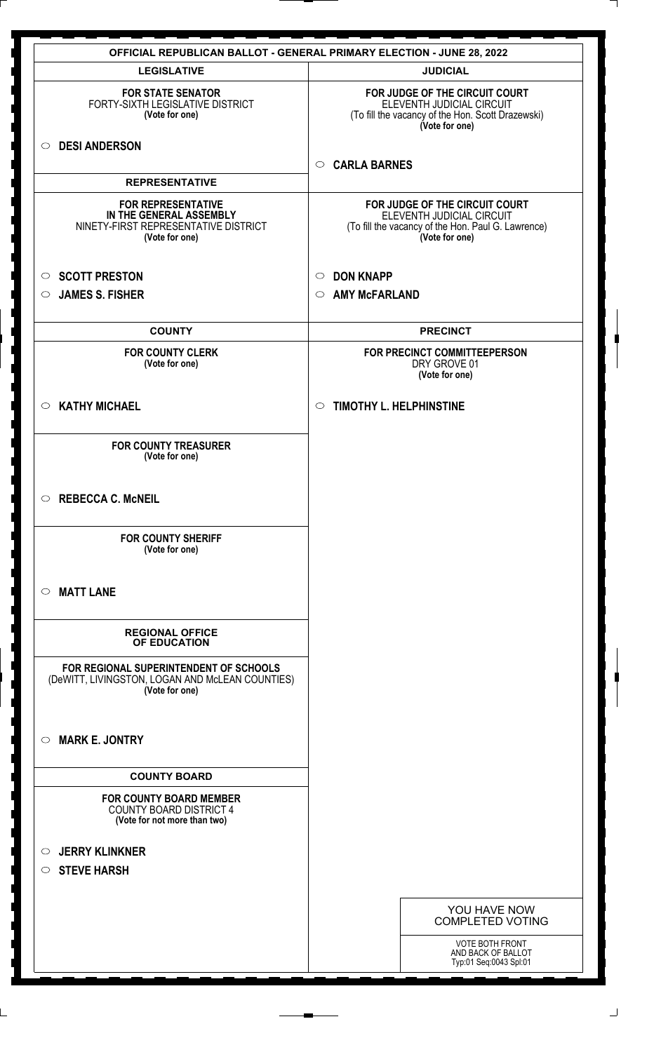# OFFICIAL REPUBLICAN BALLOT - GENERAL PRIMARY ELECTION - JUNE 28, 2022

## LEGISLATIVE

**FOR STATE SENATOR**
FORTY-SIXTH LEGISLATIVE DISTRICT
**(Vote for one)**

○ **DESI ANDERSON**

## REPRESENTATIVE

**FOR REPRESENTATIVE IN THE GENERAL ASSEMBLY**
NINETY-FIRST REPRESENTATIVE DISTRICT
**(Vote for one)**

○ **SCOTT PRESTON**
○ **JAMES S. FISHER**

## COUNTY

**FOR COUNTY CLERK**
**(Vote for one)**

○ **KATHY MICHAEL**

**FOR COUNTY TREASURER**
**(Vote for one)**

○ **REBECCA C. McNEIL**

**FOR COUNTY SHERIFF**
**(Vote for one)**

○ **MATT LANE**

## REGIONAL OFFICE OF EDUCATION

**FOR REGIONAL SUPERINTENDENT OF SCHOOLS**
(DeWITT, LIVINGSTON, LOGAN AND McLEAN COUNTIES)
**(Vote for one)**

○ **MARK E. JONTRY**

## COUNTY BOARD

**FOR COUNTY BOARD MEMBER**
COUNTY BOARD DISTRICT 4
**(Vote for not more than two)**

○ **JERRY KLINKNER**
○ **STEVE HARSH**

## JUDICIAL

**FOR JUDGE OF THE CIRCUIT COURT**
ELEVENTH JUDICIAL CIRCUIT
(To fill the vacancy of the Hon. Scott Drazewski)
**(Vote for one)**

○ **CARLA BARNES**

**FOR JUDGE OF THE CIRCUIT COURT**
ELEVENTH JUDICIAL CIRCUIT
(To fill the vacancy of the Hon. Paul G. Lawrence)
**(Vote for one)**

○ **DON KNAPP**
○ **AMY McFARLAND**

## PRECINCT

**FOR PRECINCT COMMITTEEPERSON**
DRY GROVE 01
**(Vote for one)**

○ **TIMOTHY L. HELPHINSTINE**

YOU HAVE NOW COMPLETED VOTING

VOTE BOTH FRONT AND BACK OF BALLOT
Typ:01 Seq:0043 Spl:01